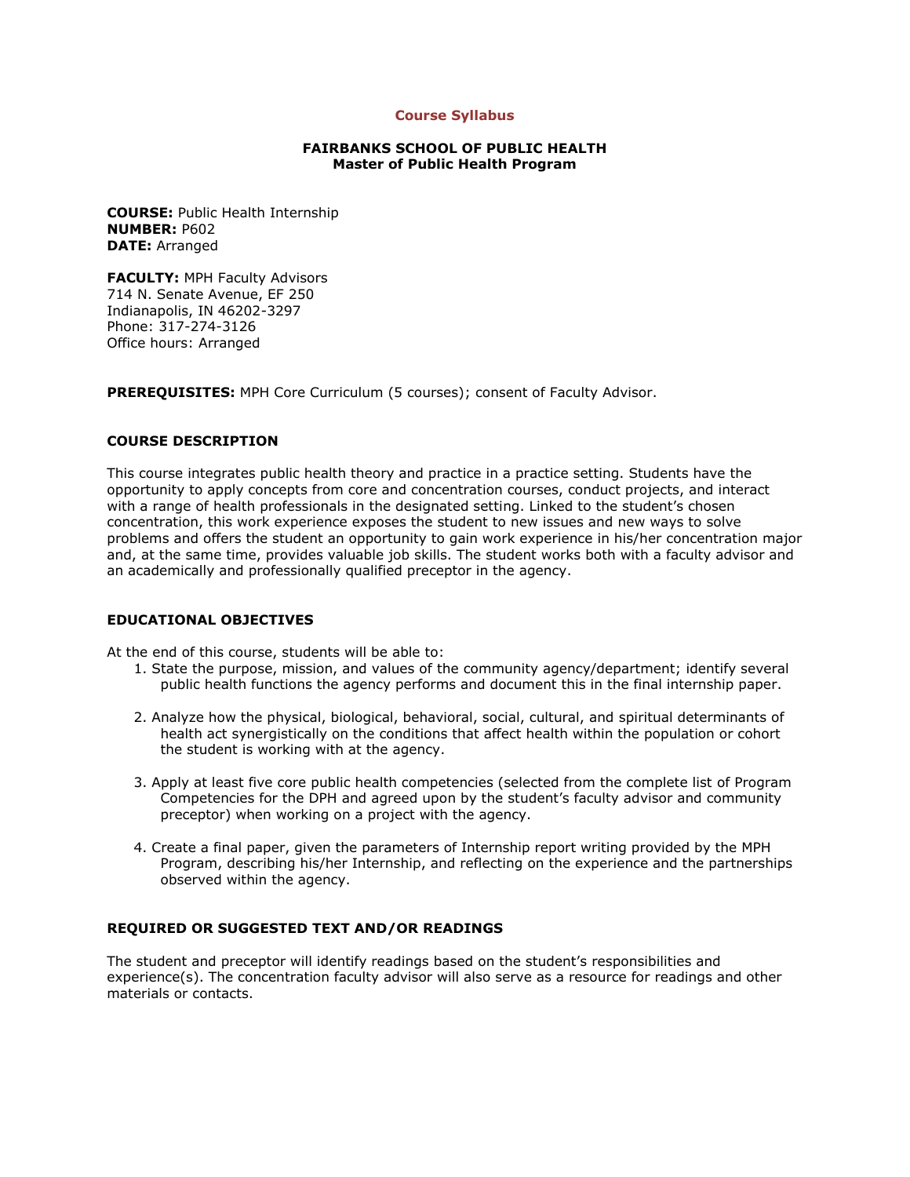# Course Syllabus

**FAIRBANKS SCHOOL OF PUBLIC HEALTH**
**Master of Public Health Program**

**COURSE:** Public Health Internship
**NUMBER:** P602
**DATE:** Arranged

**FACULTY:** MPH Faculty Advisors
714 N. Senate Avenue, EF 250
Indianapolis, IN 46202-3297
Phone: 317-274-3126
Office hours: Arranged

**PREREQUISITES:** MPH Core Curriculum (5 courses); consent of Faculty Advisor.

## COURSE DESCRIPTION

This course integrates public health theory and practice in a practice setting. Students have the opportunity to apply concepts from core and concentration courses, conduct projects, and interact with a range of health professionals in the designated setting. Linked to the student's chosen concentration, this work experience exposes the student to new issues and new ways to solve problems and offers the student an opportunity to gain work experience in his/her concentration major and, at the same time, provides valuable job skills. The student works both with a faculty advisor and an academically and professionally qualified preceptor in the agency.

## EDUCATIONAL OBJECTIVES

At the end of this course, students will be able to:

1. State the purpose, mission, and values of the community agency/department; identify several public health functions the agency performs and document this in the final internship paper.

2. Analyze how the physical, biological, behavioral, social, cultural, and spiritual determinants of health act synergistically on the conditions that affect health within the population or cohort the student is working with at the agency.

3. Apply at least five core public health competencies (selected from the complete list of Program Competencies for the DPH and agreed upon by the student's faculty advisor and community preceptor) when working on a project with the agency.

4. Create a final paper, given the parameters of Internship report writing provided by the MPH Program, describing his/her Internship, and reflecting on the experience and the partnerships observed within the agency.

## REQUIRED OR SUGGESTED TEXT AND/OR READINGS

The student and preceptor will identify readings based on the student's responsibilities and experience(s). The concentration faculty advisor will also serve as a resource for readings and other materials or contacts.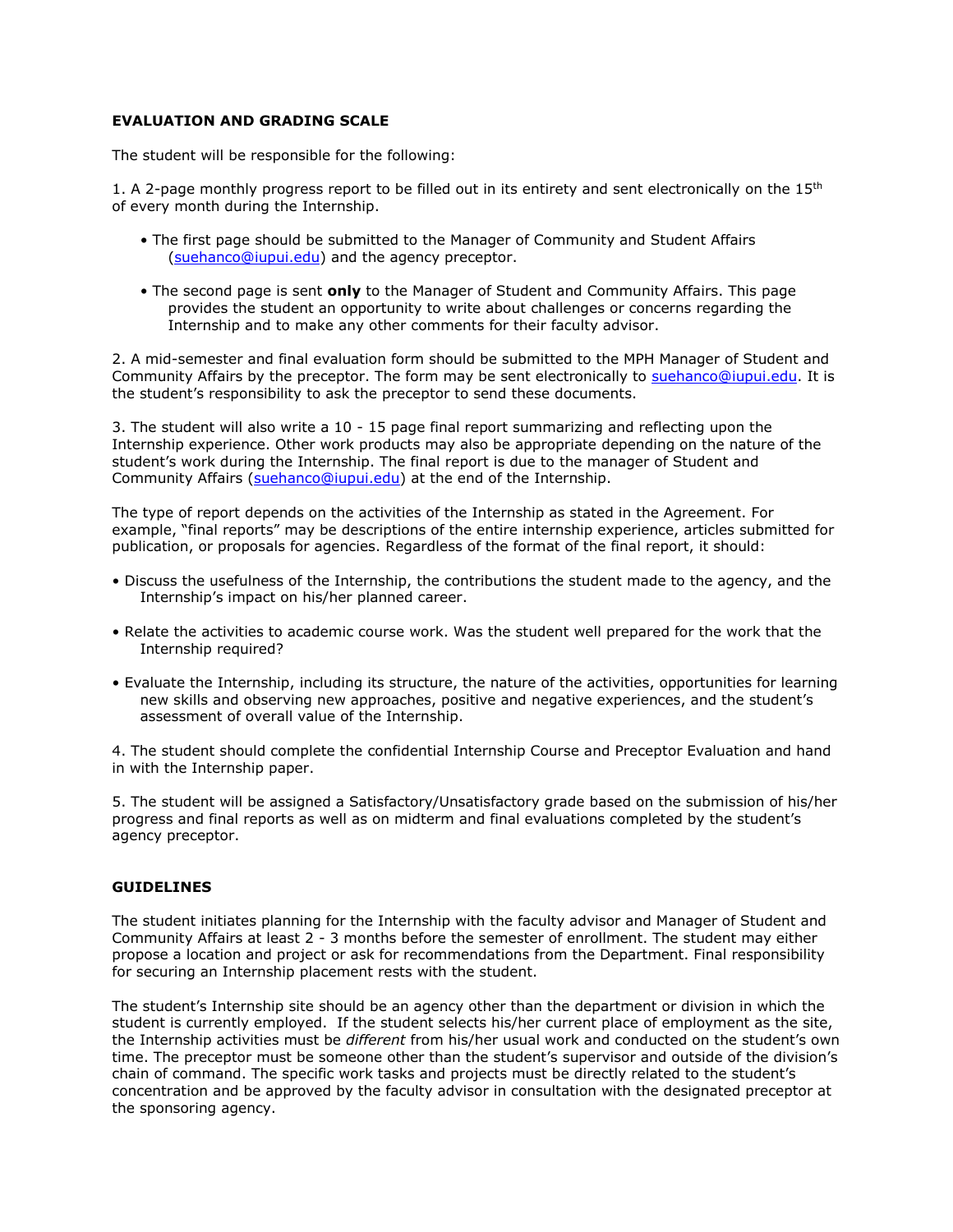**EVALUATION AND GRADING SCALE**

The student will be responsible for the following:

1. A 2-page monthly progress report to be filled out in its entirety and sent electronically on the 15th of every month during the Internship.

   - The first page should be submitted to the Manager of Community and Student Affairs (suehanco@iupui.edu) and the agency preceptor.

   - The second page is sent **only** to the Manager of Student and Community Affairs. This page provides the student an opportunity to write about challenges or concerns regarding the Internship and to make any other comments for their faculty advisor.

2. A mid-semester and final evaluation form should be submitted to the MPH Manager of Student and Community Affairs by the preceptor. The form may be sent electronically to suehanco@iupui.edu. It is the student's responsibility to ask the preceptor to send these documents.

3. The student will also write a 10 - 15 page final report summarizing and reflecting upon the Internship experience. Other work products may also be appropriate depending on the nature of the student's work during the Internship. The final report is due to the manager of Student and Community Affairs (suehanco@iupui.edu) at the end of the Internship.

The type of report depends on the activities of the Internship as stated in the Agreement. For example, "final reports" may be descriptions of the entire internship experience, articles submitted for publication, or proposals for agencies. Regardless of the format of the final report, it should:

- Discuss the usefulness of the Internship, the contributions the student made to the agency, and the Internship's impact on his/her planned career.

- Relate the activities to academic course work. Was the student well prepared for the work that the Internship required?

- Evaluate the Internship, including its structure, the nature of the activities, opportunities for learning new skills and observing new approaches, positive and negative experiences, and the student's assessment of overall value of the Internship.

4. The student should complete the confidential Internship Course and Preceptor Evaluation and hand in with the Internship paper.

5. The student will be assigned a Satisfactory/Unsatisfactory grade based on the submission of his/her progress and final reports as well as on midterm and final evaluations completed by the student's agency preceptor.

**GUIDELINES**

The student initiates planning for the Internship with the faculty advisor and Manager of Student and Community Affairs at least 2 - 3 months before the semester of enrollment. The student may either propose a location and project or ask for recommendations from the Department. Final responsibility for securing an Internship placement rests with the student.

The student's Internship site should be an agency other than the department or division in which the student is currently employed. If the student selects his/her current place of employment as the site, the Internship activities must be *different* from his/her usual work and conducted on the student's own time. The preceptor must be someone other than the student's supervisor and outside of the division's chain of command. The specific work tasks and projects must be directly related to the student's concentration and be approved by the faculty advisor in consultation with the designated preceptor at the sponsoring agency.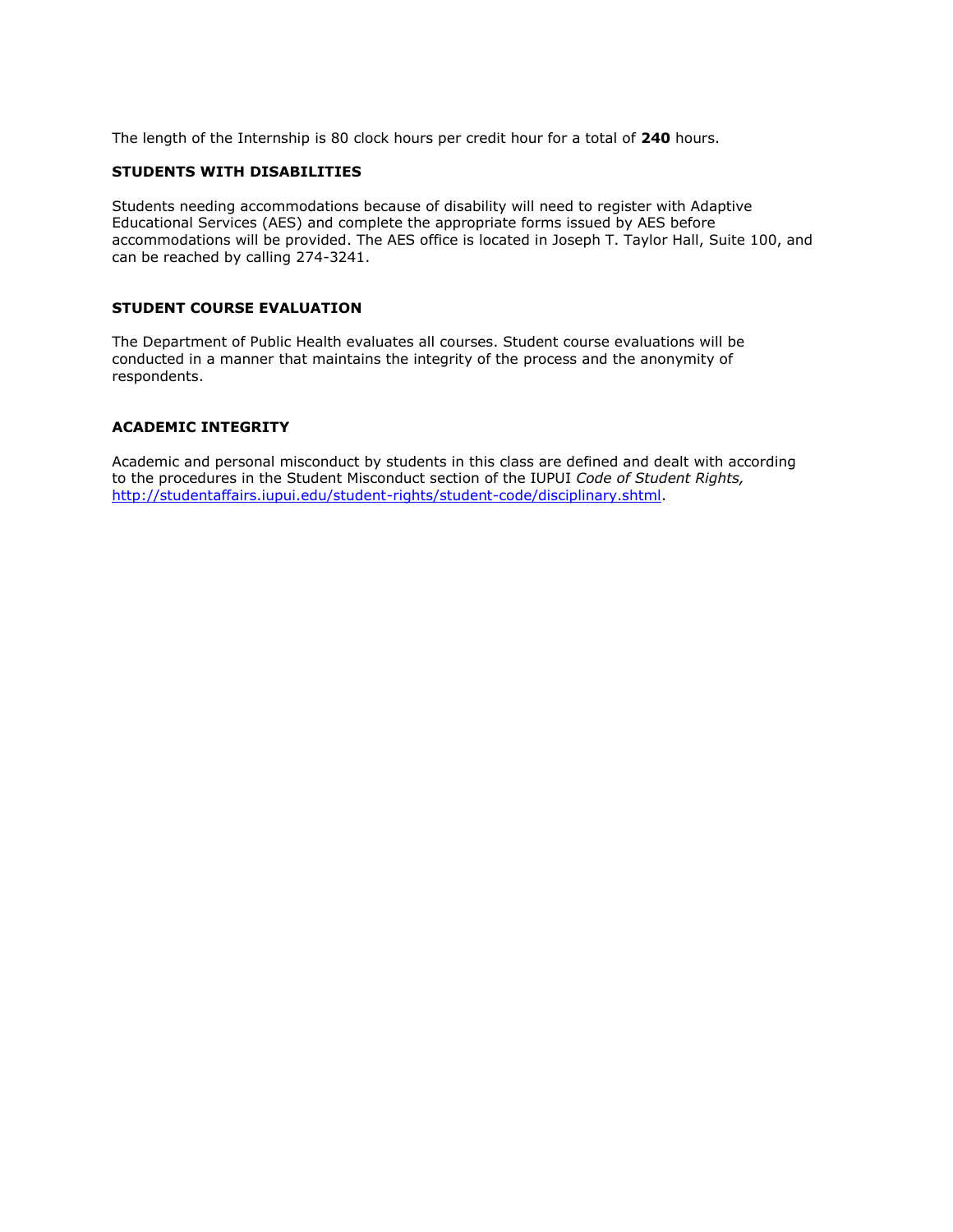The length of the Internship is 80 clock hours per credit hour for a total of **240** hours.

## STUDENTS WITH DISABILITIES

Students needing accommodations because of disability will need to register with Adaptive Educational Services (AES) and complete the appropriate forms issued by AES before accommodations will be provided. The AES office is located in Joseph T. Taylor Hall, Suite 100, and can be reached by calling 274-3241.

## STUDENT COURSE EVALUATION

The Department of Public Health evaluates all courses. Student course evaluations will be conducted in a manner that maintains the integrity of the process and the anonymity of respondents.

## ACADEMIC INTEGRITY

Academic and personal misconduct by students in this class are defined and dealt with according to the procedures in the Student Misconduct section of the IUPUI *Code of Student Rights,* [http://studentaffairs.iupui.edu/student-rights/student-code/disciplinary.shtml](http://studentaffairs.iupui.edu/student-rights/student-code/disciplinary.shtml).